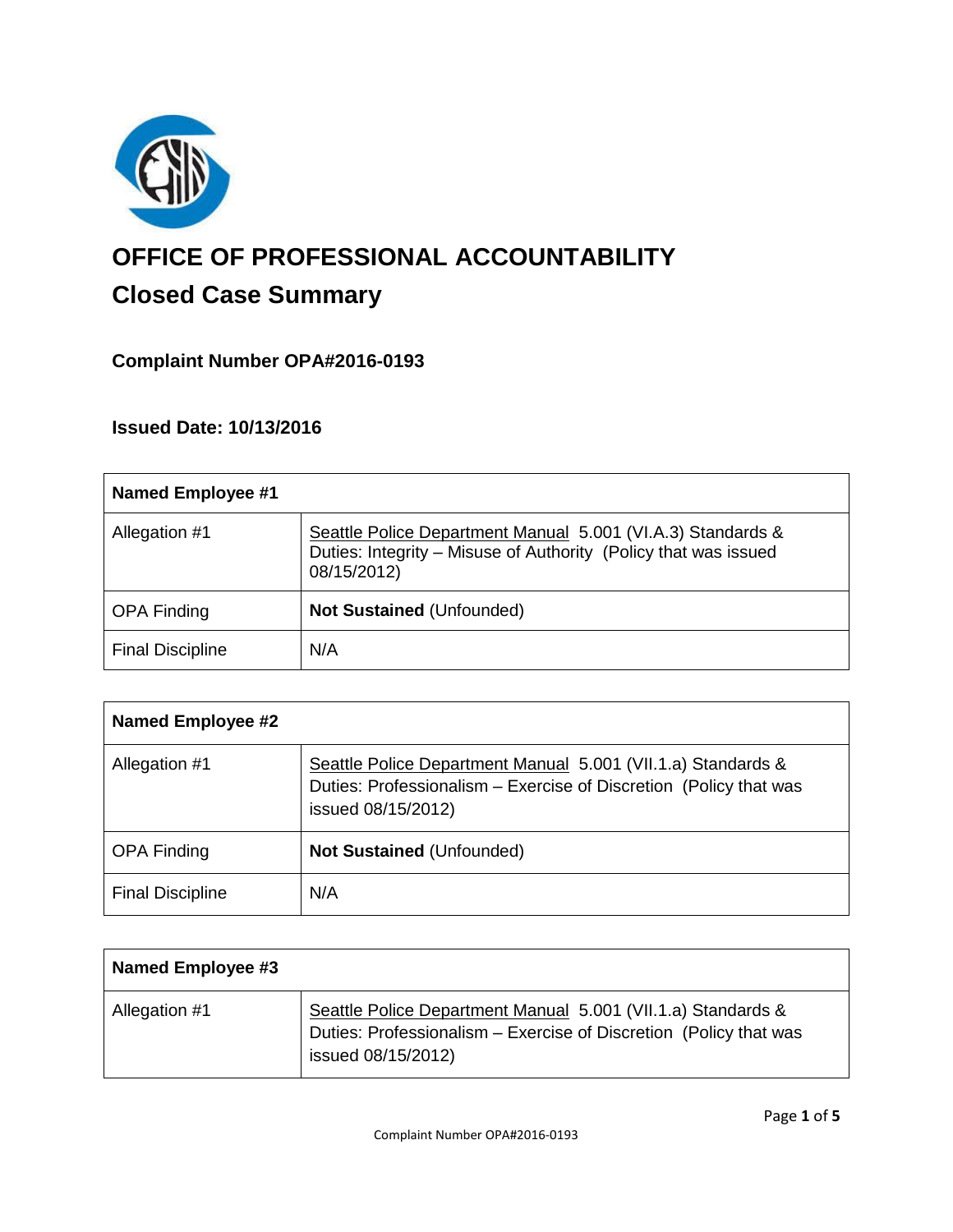# OFFICE OF PROFESSIONAL ACCOUNTABILITY

## Closed Case Summary

### Complaint Number OPA#2016-0193

### Issued Date: 10/13/2016

| **Named Employee #1** | |
|---|---|
| Allegation #1 | Seattle Police Department Manual 5.001 (VI.A.3) Standards & Duties: Integrity – Misuse of Authority (Policy that was issued 08/15/2012) |
| OPA Finding | **Not Sustained** (Unfounded) |
| Final Discipline | N/A |

| **Named Employee #2** | |
|---|---|
| Allegation #1 | Seattle Police Department Manual 5.001 (VII.1.a) Standards & Duties: Professionalism – Exercise of Discretion (Policy that was issued 08/15/2012) |
| OPA Finding | **Not Sustained** (Unfounded) |
| Final Discipline | N/A |

| **Named Employee #3** | |
|---|---|
| Allegation #1 | Seattle Police Department Manual 5.001 (VII.1.a) Standards & Duties: Professionalism – Exercise of Discretion (Policy that was issued 08/15/2012) |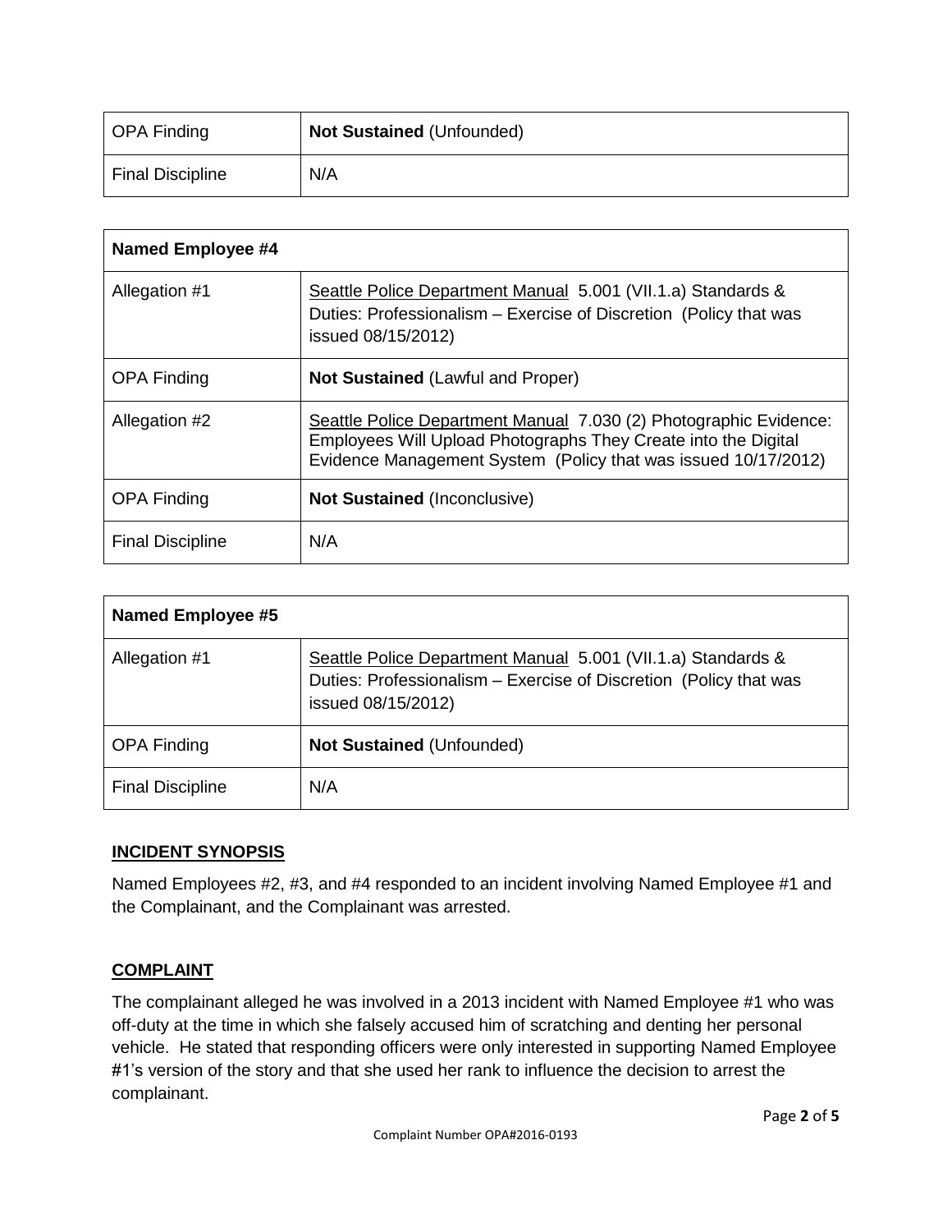| OPA Finding | **Not Sustained** (Unfounded) |
| --- | --- |
| Final Discipline | N/A |

| **Named Employee #4** | |
| --- | --- |
| Allegation #1 | Seattle Police Department Manual 5.001 (VII.1.a) Standards & Duties: Professionalism – Exercise of Discretion (Policy that was issued 08/15/2012) |
| OPA Finding | **Not Sustained** (Lawful and Proper) |
| Allegation #2 | Seattle Police Department Manual 7.030 (2) Photographic Evidence: Employees Will Upload Photographs They Create into the Digital Evidence Management System (Policy that was issued 10/17/2012) |
| OPA Finding | **Not Sustained** (Inconclusive) |
| Final Discipline | N/A |

| **Named Employee #5** | |
| --- | --- |
| Allegation #1 | Seattle Police Department Manual 5.001 (VII.1.a) Standards & Duties: Professionalism – Exercise of Discretion (Policy that was issued 08/15/2012) |
| OPA Finding | **Not Sustained** (Unfounded) |
| Final Discipline | N/A |

## INCIDENT SYNOPSIS

Named Employees #2, #3, and #4 responded to an incident involving Named Employee #1 and the Complainant, and the Complainant was arrested.

## COMPLAINT

The complainant alleged he was involved in a 2013 incident with Named Employee #1 who was off-duty at the time in which she falsely accused him of scratching and denting her personal vehicle. He stated that responding officers were only interested in supporting Named Employee #1's version of the story and that she used her rank to influence the decision to arrest the complainant.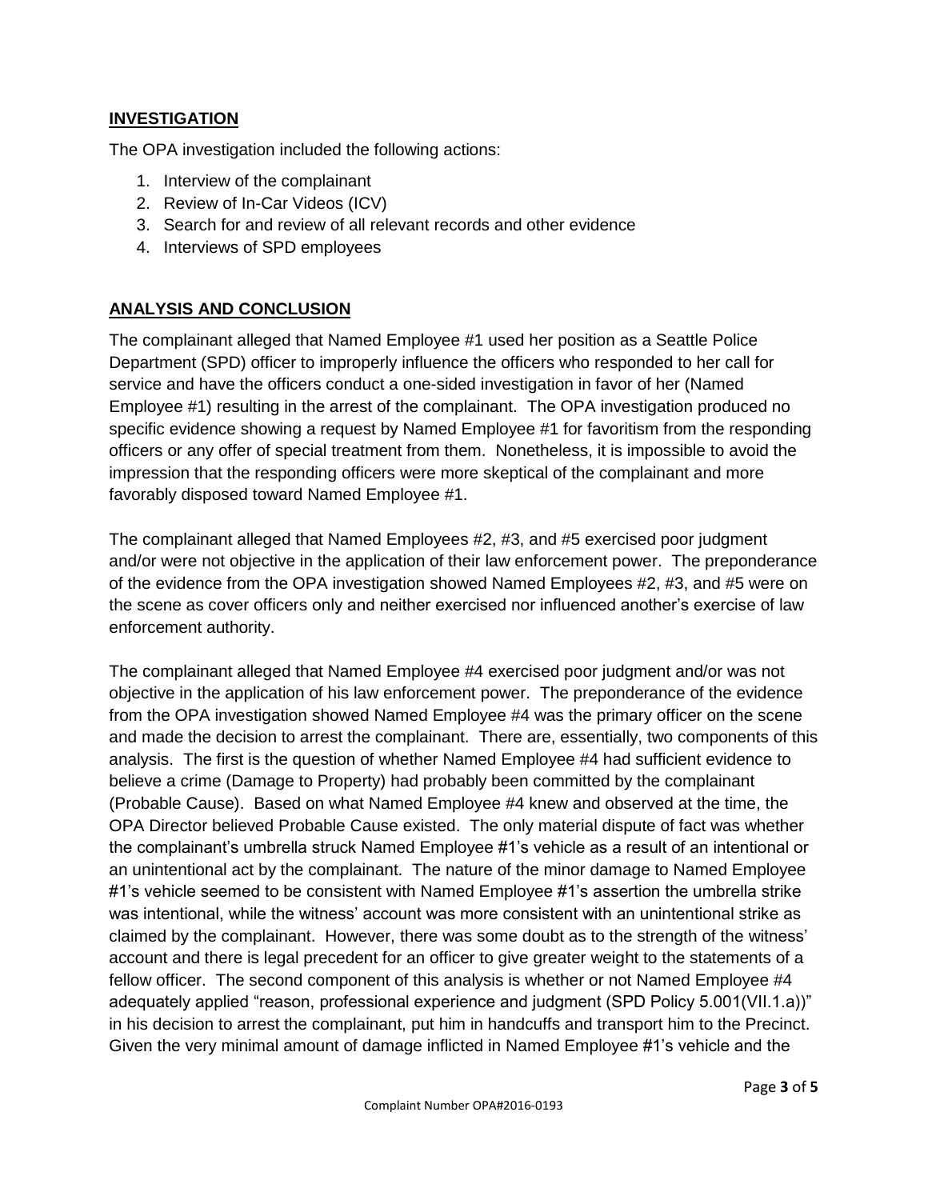## INVESTIGATION

The OPA investigation included the following actions:

1. Interview of the complainant
2. Review of In-Car Videos (ICV)
3. Search for and review of all relevant records and other evidence
4. Interviews of SPD employees

## ANALYSIS AND CONCLUSION

The complainant alleged that Named Employee #1 used her position as a Seattle Police Department (SPD) officer to improperly influence the officers who responded to her call for service and have the officers conduct a one-sided investigation in favor of her (Named Employee #1) resulting in the arrest of the complainant. The OPA investigation produced no specific evidence showing a request by Named Employee #1 for favoritism from the responding officers or any offer of special treatment from them. Nonetheless, it is impossible to avoid the impression that the responding officers were more skeptical of the complainant and more favorably disposed toward Named Employee #1.

The complainant alleged that Named Employees #2, #3, and #5 exercised poor judgment and/or were not objective in the application of their law enforcement power. The preponderance of the evidence from the OPA investigation showed Named Employees #2, #3, and #5 were on the scene as cover officers only and neither exercised nor influenced another's exercise of law enforcement authority.

The complainant alleged that Named Employee #4 exercised poor judgment and/or was not objective in the application of his law enforcement power. The preponderance of the evidence from the OPA investigation showed Named Employee #4 was the primary officer on the scene and made the decision to arrest the complainant. There are, essentially, two components of this analysis. The first is the question of whether Named Employee #4 had sufficient evidence to believe a crime (Damage to Property) had probably been committed by the complainant (Probable Cause). Based on what Named Employee #4 knew and observed at the time, the OPA Director believed Probable Cause existed. The only material dispute of fact was whether the complainant's umbrella struck Named Employee #1's vehicle as a result of an intentional or an unintentional act by the complainant. The nature of the minor damage to Named Employee #1's vehicle seemed to be consistent with Named Employee #1's assertion the umbrella strike was intentional, while the witness' account was more consistent with an unintentional strike as claimed by the complainant. However, there was some doubt as to the strength of the witness' account and there is legal precedent for an officer to give greater weight to the statements of a fellow officer. The second component of this analysis is whether or not Named Employee #4 adequately applied "reason, professional experience and judgment (SPD Policy 5.001(VII.1.a))" in his decision to arrest the complainant, put him in handcuffs and transport him to the Precinct. Given the very minimal amount of damage inflicted in Named Employee #1's vehicle and the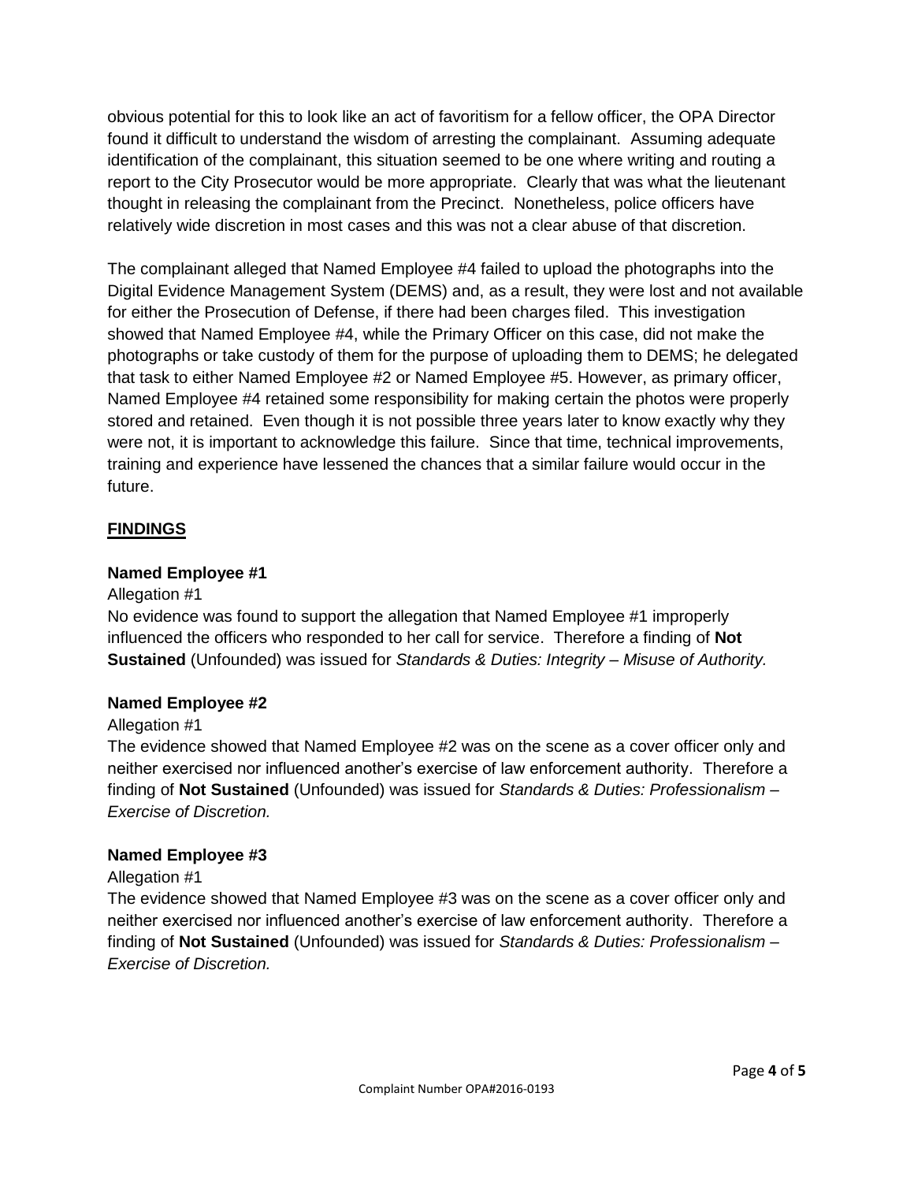obvious potential for this to look like an act of favoritism for a fellow officer, the OPA Director found it difficult to understand the wisdom of arresting the complainant. Assuming adequate identification of the complainant, this situation seemed to be one where writing and routing a report to the City Prosecutor would be more appropriate. Clearly that was what the lieutenant thought in releasing the complainant from the Precinct. Nonetheless, police officers have relatively wide discretion in most cases and this was not a clear abuse of that discretion.

The complainant alleged that Named Employee #4 failed to upload the photographs into the Digital Evidence Management System (DEMS) and, as a result, they were lost and not available for either the Prosecution of Defense, if there had been charges filed. This investigation showed that Named Employee #4, while the Primary Officer on this case, did not make the photographs or take custody of them for the purpose of uploading them to DEMS; he delegated that task to either Named Employee #2 or Named Employee #5. However, as primary officer, Named Employee #4 retained some responsibility for making certain the photos were properly stored and retained. Even though it is not possible three years later to know exactly why they were not, it is important to acknowledge this failure. Since that time, technical improvements, training and experience have lessened the chances that a similar failure would occur in the future.

## FINDINGS

### Named Employee #1

Allegation #1

No evidence was found to support the allegation that Named Employee #1 improperly influenced the officers who responded to her call for service. Therefore a finding of **Not Sustained** (Unfounded) was issued for *Standards & Duties: Integrity – Misuse of Authority.*

### Named Employee #2

Allegation #1

The evidence showed that Named Employee #2 was on the scene as a cover officer only and neither exercised nor influenced another's exercise of law enforcement authority. Therefore a finding of **Not Sustained** (Unfounded) was issued for *Standards & Duties: Professionalism – Exercise of Discretion.*

### Named Employee #3

Allegation #1

The evidence showed that Named Employee #3 was on the scene as a cover officer only and neither exercised nor influenced another's exercise of law enforcement authority. Therefore a finding of **Not Sustained** (Unfounded) was issued for *Standards & Duties: Professionalism – Exercise of Discretion.*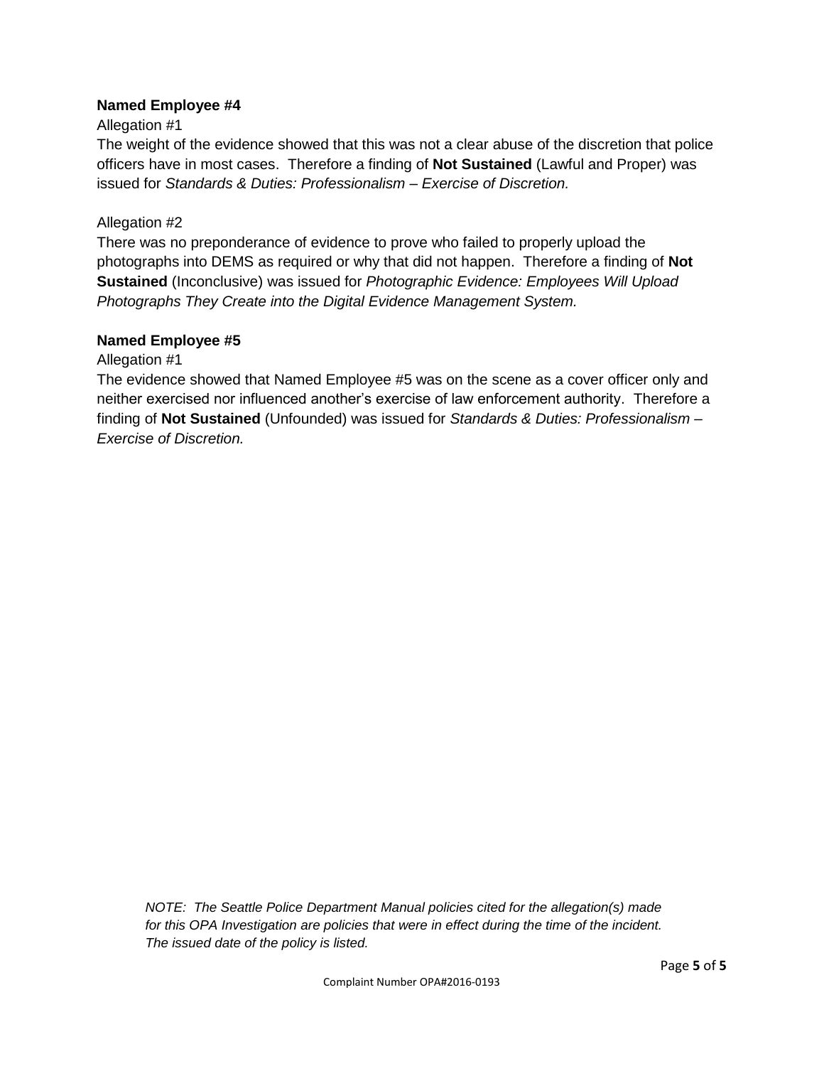**Named Employee #4**

Allegation #1

The weight of the evidence showed that this was not a clear abuse of the discretion that police officers have in most cases. Therefore a finding of **Not Sustained** (Lawful and Proper) was issued for *Standards & Duties: Professionalism – Exercise of Discretion.*

Allegation #2

There was no preponderance of evidence to prove who failed to properly upload the photographs into DEMS as required or why that did not happen. Therefore a finding of **Not Sustained** (Inconclusive) was issued for *Photographic Evidence: Employees Will Upload Photographs They Create into the Digital Evidence Management System.*

**Named Employee #5**

Allegation #1

The evidence showed that Named Employee #5 was on the scene as a cover officer only and neither exercised nor influenced another's exercise of law enforcement authority. Therefore a finding of **Not Sustained** (Unfounded) was issued for *Standards & Duties: Professionalism – Exercise of Discretion.*

*NOTE: The Seattle Police Department Manual policies cited for the allegation(s) made for this OPA Investigation are policies that were in effect during the time of the incident. The issued date of the policy is listed.*

Complaint Number OPA#2016-0193